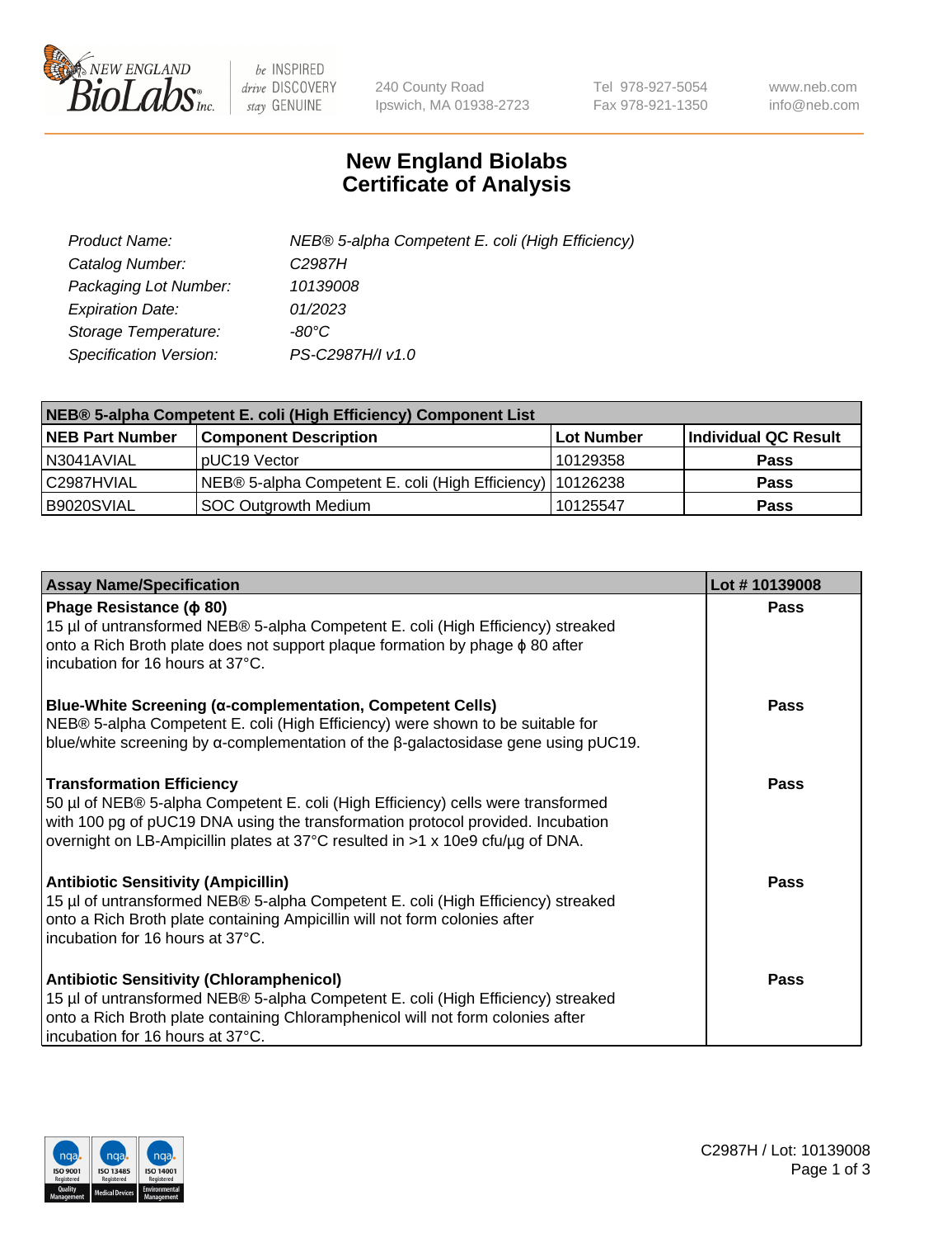New England BioLabs Inc. — be INSPIRED drive DISCOVERY stay GENUINE

240 County Road
Ipswich, MA 01938-2723

Tel 978-927-5054
Fax 978-921-1350

www.neb.com
info@neb.com

# New England Biolabs Certificate of Analysis

| | |
|---|---|
| *Product Name:* | *NEB® 5-alpha Competent E. coli (High Efficiency)* |
| *Catalog Number:* | *C2987H* |
| *Packaging Lot Number:* | *10139008* |
| *Expiration Date:* | *01/2023* |
| *Storage Temperature:* | *-80°C* |
| *Specification Version:* | *PS-C2987H/I v1.0* |

| NEB® 5-alpha Competent E. coli (High Efficiency) Component List | | | |
|---|---|---|---|
| **NEB Part Number** | **Component Description** | **Lot Number** | **Individual QC Result** |
| N3041AVIAL | pUC19 Vector | 10129358 | **Pass** |
| C2987HVIAL | NEB® 5-alpha Competent E. coli (High Efficiency) | 10126238 | **Pass** |
| B9020SVIAL | SOC Outgrowth Medium | 10125547 | **Pass** |

| Assay Name/Specification | Lot # 10139008 |
|---|---|
| **Phage Resistance (ϕ 80)**<br>15 µl of untransformed NEB® 5-alpha Competent E. coli (High Efficiency) streaked onto a Rich Broth plate does not support plaque formation by phage ϕ 80 after incubation for 16 hours at 37°C. | **Pass** |
| **Blue-White Screening (α-complementation, Competent Cells)**<br>NEB® 5-alpha Competent E. coli (High Efficiency) were shown to be suitable for blue/white screening by α-complementation of the β-galactosidase gene using pUC19. | **Pass** |
| **Transformation Efficiency**<br>50 µl of NEB® 5-alpha Competent E. coli (High Efficiency) cells were transformed with 100 pg of pUC19 DNA using the transformation protocol provided. Incubation overnight on LB-Ampicillin plates at 37°C resulted in >1 x 10e9 cfu/µg of DNA. | **Pass** |
| **Antibiotic Sensitivity (Ampicillin)**<br>15 µl of untransformed NEB® 5-alpha Competent E. coli (High Efficiency) streaked onto a Rich Broth plate containing Ampicillin will not form colonies after incubation for 16 hours at 37°C. | **Pass** |
| **Antibiotic Sensitivity (Chloramphenicol)**<br>15 µl of untransformed NEB® 5-alpha Competent E. coli (High Efficiency) streaked onto a Rich Broth plate containing Chloramphenicol will not form colonies after incubation for 16 hours at 37°C. | **Pass** |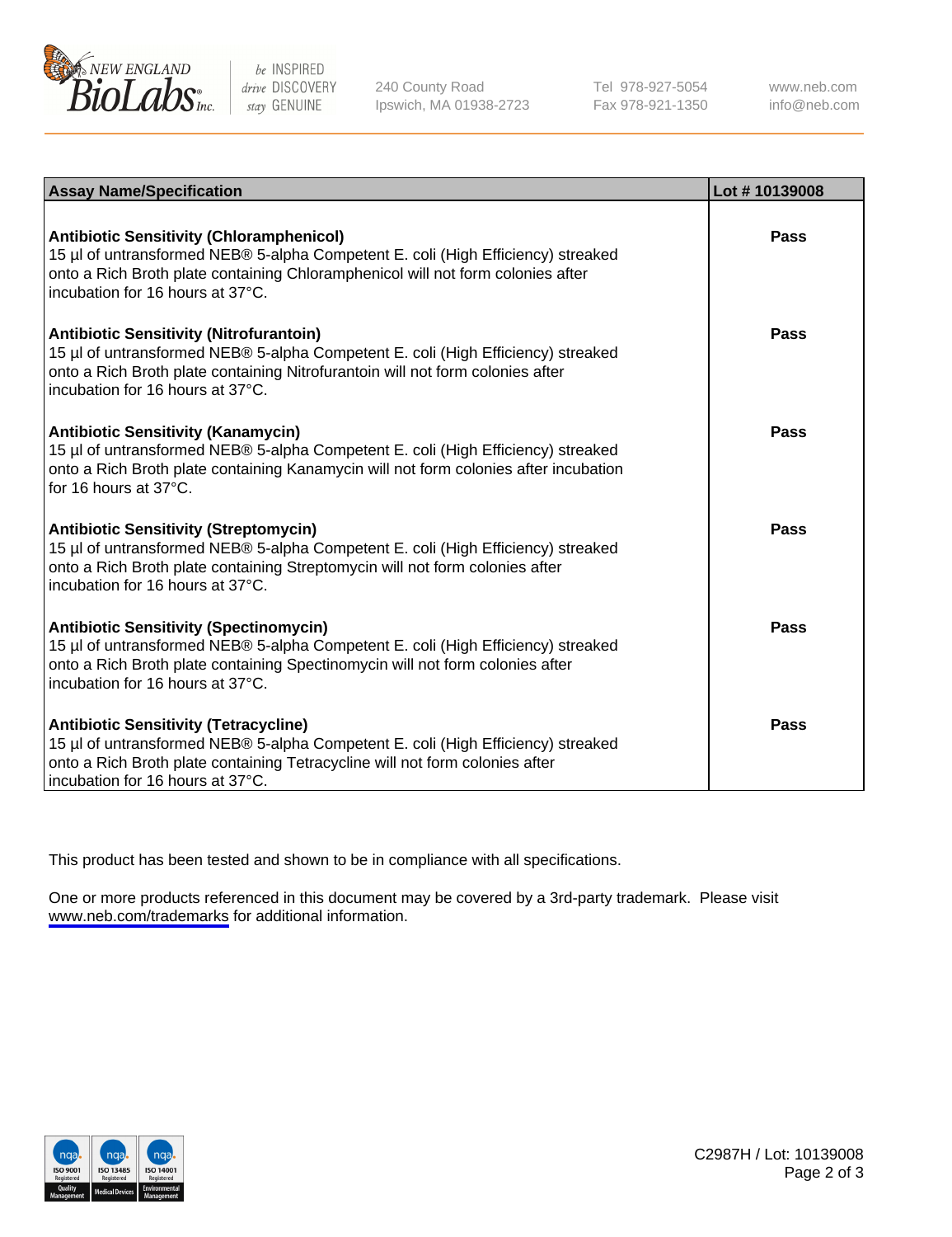| Assay Name/Specification | Lot # 10139008 |
|---|---|
| **Antibiotic Sensitivity (Chloramphenicol)**<br>15 µl of untransformed NEB® 5-alpha Competent E. coli (High Efficiency) streaked onto a Rich Broth plate containing Chloramphenicol will not form colonies after incubation for 16 hours at 37°C. | **Pass** |
| **Antibiotic Sensitivity (Nitrofurantoin)**<br>15 µl of untransformed NEB® 5-alpha Competent E. coli (High Efficiency) streaked onto a Rich Broth plate containing Nitrofurantoin will not form colonies after incubation for 16 hours at 37°C. | **Pass** |
| **Antibiotic Sensitivity (Kanamycin)**<br>15 µl of untransformed NEB® 5-alpha Competent E. coli (High Efficiency) streaked onto a Rich Broth plate containing Kanamycin will not form colonies after incubation for 16 hours at 37°C. | **Pass** |
| **Antibiotic Sensitivity (Streptomycin)**<br>15 µl of untransformed NEB® 5-alpha Competent E. coli (High Efficiency) streaked onto a Rich Broth plate containing Streptomycin will not form colonies after incubation for 16 hours at 37°C. | **Pass** |
| **Antibiotic Sensitivity (Spectinomycin)**<br>15 µl of untransformed NEB® 5-alpha Competent E. coli (High Efficiency) streaked onto a Rich Broth plate containing Spectinomycin will not form colonies after incubation for 16 hours at 37°C. | **Pass** |
| **Antibiotic Sensitivity (Tetracycline)**<br>15 µl of untransformed NEB® 5-alpha Competent E. coli (High Efficiency) streaked onto a Rich Broth plate containing Tetracycline will not form colonies after incubation for 16 hours at 37°C. | **Pass** |

This product has been tested and shown to be in compliance with all specifications.

One or more products referenced in this document may be covered by a 3rd-party trademark. Please visit www.neb.com/trademarks for additional information.

C2987H / Lot: 10139008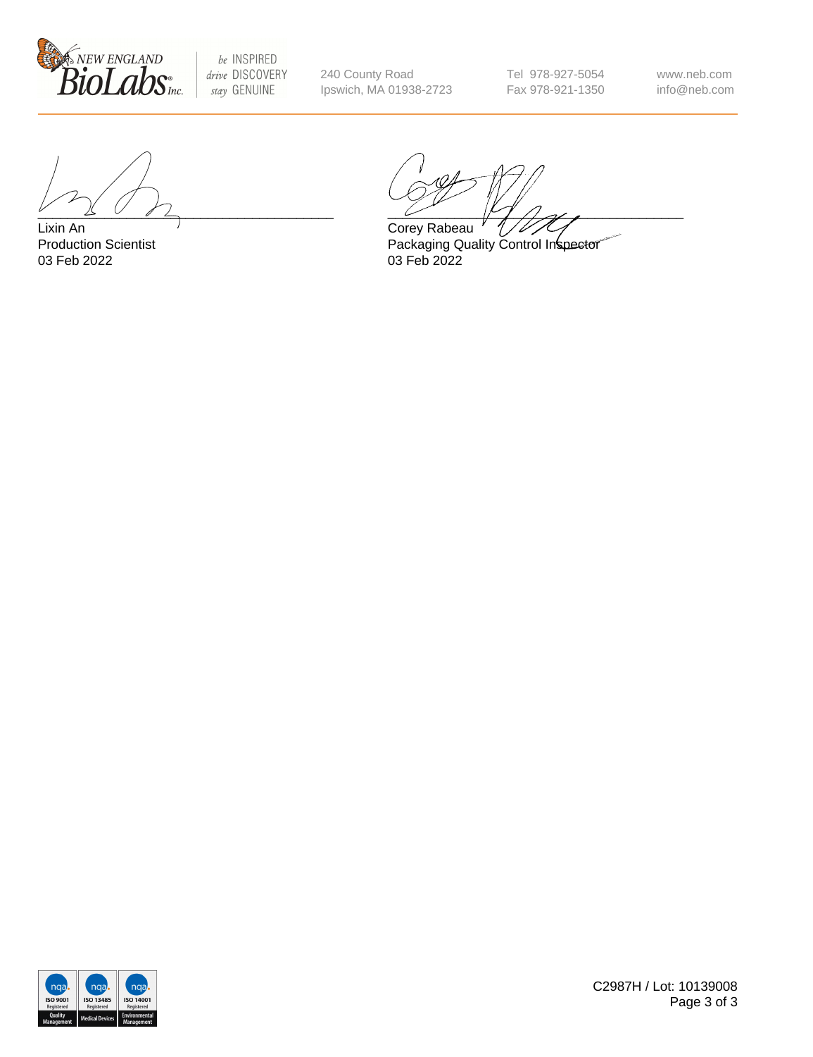Lixin An
Production Scientist
03 Feb 2022

Corey Rabeau
Packaging Quality Control Inspector
03 Feb 2022

C2987H / Lot: 10139008